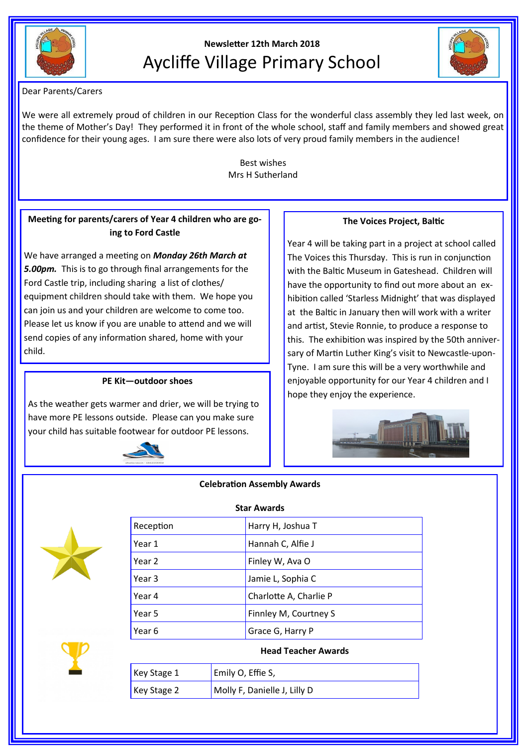Newsletter 12th March 2018

# Aycliffe Village Primary School

Dear Parents/Carers

We were all extremely proud of children in our Reception Class for the wonderful class assembly they led last week, on the theme of Mother's Day! They performed it in front of the whole school, staff and family members and showed great confidence for their young ages. I am sure there were also lots of very proud family members in the audience!

Best wishes
Mrs H Sutherland

### Meeting for parents/carers of Year 4 children who are going to Ford Castle

We have arranged a meeting on ***Monday 26th March at 5.00pm.*** This is to go through final arrangements for the Ford Castle trip, including sharing a list of clothes/equipment children should take with them. We hope you can join us and your children are welcome to come too. Please let us know if you are unable to attend and we will send copies of any information shared, home with your child.

### PE Kit—outdoor shoes

As the weather gets warmer and drier, we will be trying to have more PE lessons outside. Please can you make sure your child has suitable footwear for outdoor PE lessons.

### The Voices Project, Baltic

Year 4 will be taking part in a project at school called The Voices this Thursday. This is run in conjunction with the Baltic Museum in Gateshead. Children will have the opportunity to find out more about an exhibition called 'Starless Midnight' that was displayed at the Baltic in January then will work with a writer and artist, Stevie Ronnie, to produce a response to this. The exhibition was inspired by the 50th anniversary of Martin Luther King's visit to Newcastle-upon-Tyne. I am sure this will be a very worthwhile and enjoyable opportunity for our Year 4 children and I hope they enjoy the experience.

### Celebration Assembly Awards

**Star Awards**

| Reception | Harry H, Joshua T |
|---|---|
| Year 1 | Hannah C, Alfie J |
| Year 2 | Finley W, Ava O |
| Year 3 | Jamie L, Sophia C |
| Year 4 | Charlotte A, Charlie P |
| Year 5 | Finnley M, Courtney S |
| Year 6 | Grace G, Harry P |

**Head Teacher Awards**

| Key Stage 1 | Emily O, Effie S, |
|---|---|
| Key Stage 2 | Molly F, Danielle J, Lilly D |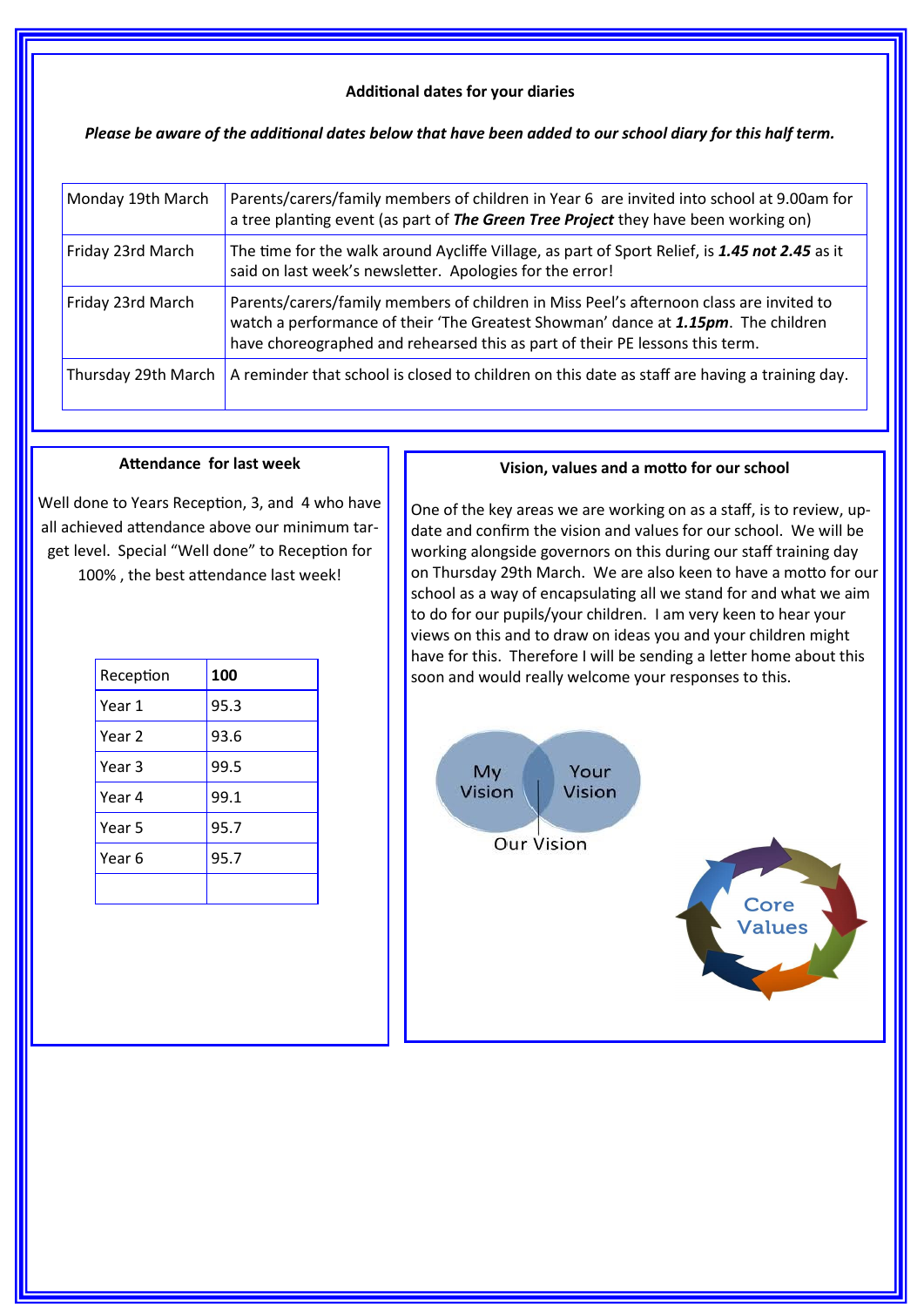## Additional dates for your diaries

***Please be aware of the additional dates below that have been added to our school diary for this half term.***

| | |
|---|---|
| Monday 19th March | Parents/carers/family members of children in Year 6 are invited into school at 9.00am for a tree planting event (as part of ***The Green Tree Project*** they have been working on) |
| Friday 23rd March | The time for the walk around Aycliffe Village, as part of Sport Relief, is ***1.45 not 2.45*** as it said on last week's newsletter. Apologies for the error! |
| Friday 23rd March | Parents/carers/family members of children in Miss Peel's afternoon class are invited to watch a performance of their 'The Greatest Showman' dance at ***1.15pm***. The children have choreographed and rehearsed this as part of their PE lessons this term. |
| Thursday 29th March | A reminder that school is closed to children on this date as staff are having a training day. |

## Attendance for last week

Well done to Years Reception, 3, and 4 who have all achieved attendance above our minimum target level. Special "Well done" to Reception for 100% , the best attendance last week!

| | |
|---|---|
| Reception | **100** |
| Year 1 | 95.3 |
| Year 2 | 93.6 |
| Year 3 | 99.5 |
| Year 4 | 99.1 |
| Year 5 | 95.7 |
| Year 6 | 95.7 |
| | |

## Vision, values and a motto for our school

One of the key areas we are working on as a staff, is to review, update and confirm the vision and values for our school. We will be working alongside governors on this during our staff training day on Thursday 29th March. We are also keen to have a motto for our school as a way of encapsulating all we stand for and what we aim to do for our pupils/your children. I am very keen to hear your views on this and to draw on ideas you and your children might have for this. Therefore I will be sending a letter home about this soon and would really welcome your responses to this.

My Vision
Your Vision
Our Vision

Core Values